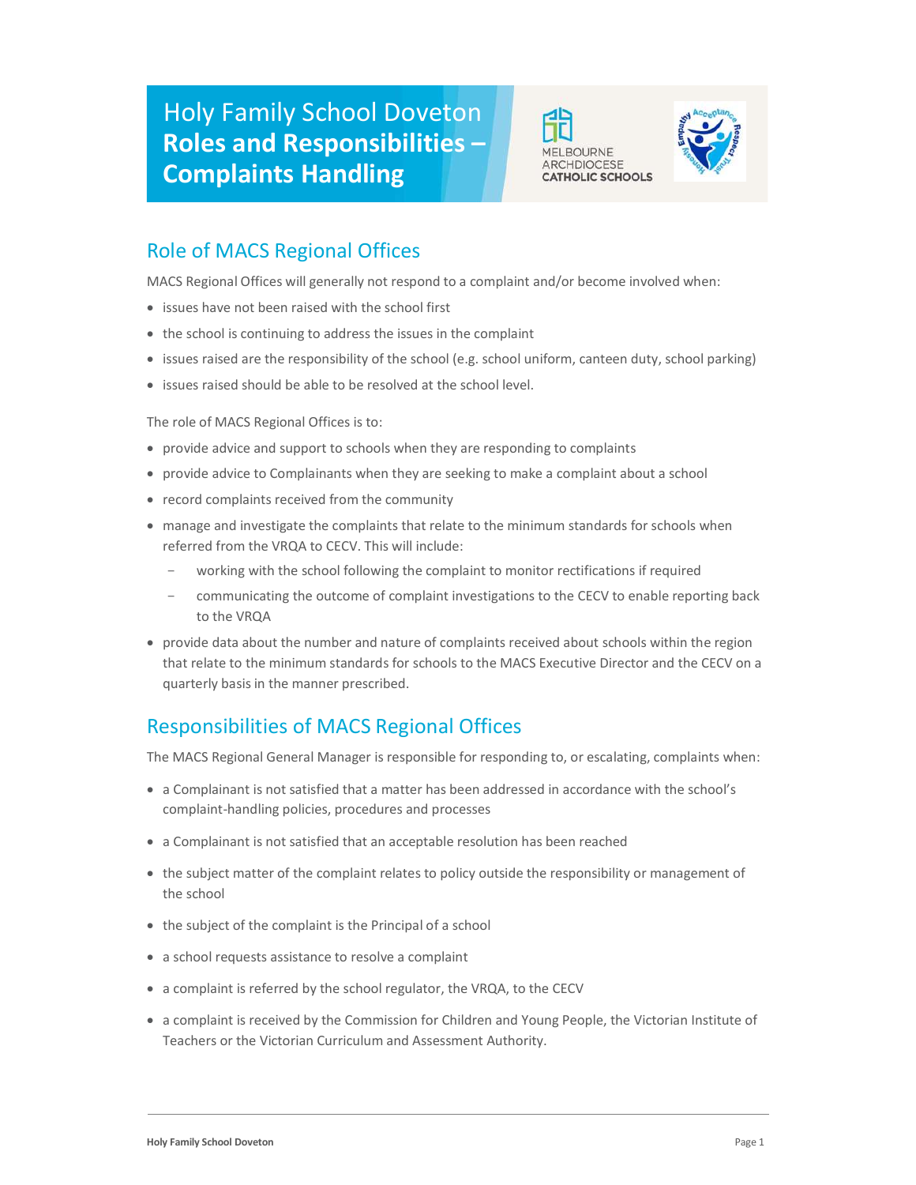# Holy Family School Doveton
# Roles and Responsibilities – Complaints Handling

## Role of MACS Regional Offices

MACS Regional Offices will generally not respond to a complaint and/or become involved when:

- issues have not been raised with the school first
- the school is continuing to address the issues in the complaint
- issues raised are the responsibility of the school (e.g. school uniform, canteen duty, school parking)
- issues raised should be able to be resolved at the school level.

The role of MACS Regional Offices is to:

- provide advice and support to schools when they are responding to complaints
- provide advice to Complainants when they are seeking to make a complaint about a school
- record complaints received from the community
- manage and investigate the complaints that relate to the minimum standards for schools when referred from the VRQA to CECV. This will include:
  - working with the school following the complaint to monitor rectifications if required
  - communicating the outcome of complaint investigations to the CECV to enable reporting back to the VRQA
- provide data about the number and nature of complaints received about schools within the region that relate to the minimum standards for schools to the MACS Executive Director and the CECV on a quarterly basis in the manner prescribed.

## Responsibilities of MACS Regional Offices

The MACS Regional General Manager is responsible for responding to, or escalating, complaints when:

- a Complainant is not satisfied that a matter has been addressed in accordance with the school's complaint-handling policies, procedures and processes
- a Complainant is not satisfied that an acceptable resolution has been reached
- the subject matter of the complaint relates to policy outside the responsibility or management of the school
- the subject of the complaint is the Principal of a school
- a school requests assistance to resolve a complaint
- a complaint is referred by the school regulator, the VRQA, to the CECV
- a complaint is received by the Commission for Children and Young People, the Victorian Institute of Teachers or the Victorian Curriculum and Assessment Authority.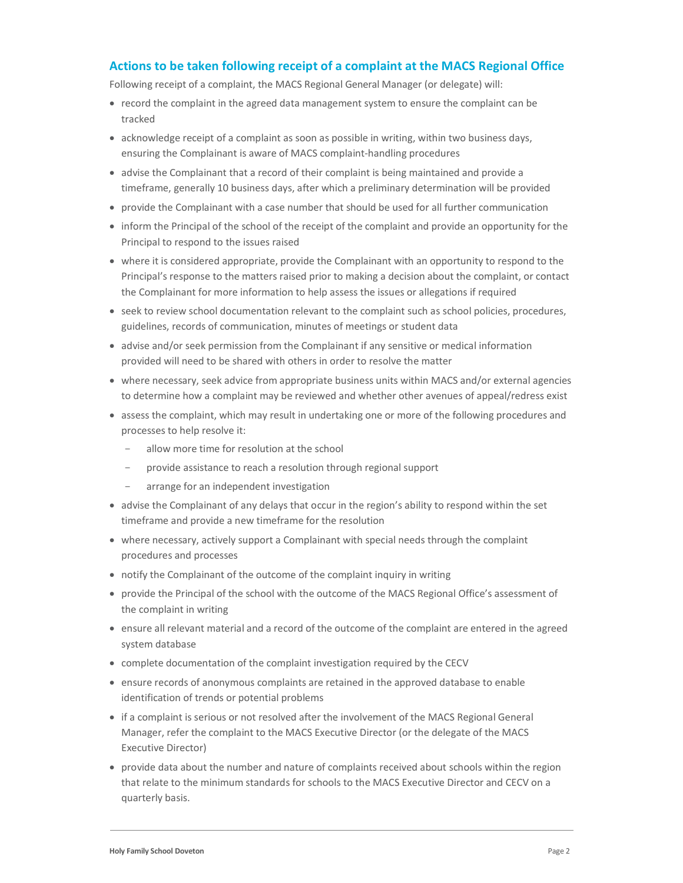## Actions to be taken following receipt of a complaint at the MACS Regional Office

Following receipt of a complaint, the MACS Regional General Manager (or delegate) will:

- record the complaint in the agreed data management system to ensure the complaint can be tracked
- acknowledge receipt of a complaint as soon as possible in writing, within two business days, ensuring the Complainant is aware of MACS complaint-handling procedures
- advise the Complainant that a record of their complaint is being maintained and provide a timeframe, generally 10 business days, after which a preliminary determination will be provided
- provide the Complainant with a case number that should be used for all further communication
- inform the Principal of the school of the receipt of the complaint and provide an opportunity for the Principal to respond to the issues raised
- where it is considered appropriate, provide the Complainant with an opportunity to respond to the Principal's response to the matters raised prior to making a decision about the complaint, or contact the Complainant for more information to help assess the issues or allegations if required
- seek to review school documentation relevant to the complaint such as school policies, procedures, guidelines, records of communication, minutes of meetings or student data
- advise and/or seek permission from the Complainant if any sensitive or medical information provided will need to be shared with others in order to resolve the matter
- where necessary, seek advice from appropriate business units within MACS and/or external agencies to determine how a complaint may be reviewed and whether other avenues of appeal/redress exist
- assess the complaint, which may result in undertaking one or more of the following procedures and processes to help resolve it:
  - allow more time for resolution at the school
  - provide assistance to reach a resolution through regional support
  - arrange for an independent investigation
- advise the Complainant of any delays that occur in the region's ability to respond within the set timeframe and provide a new timeframe for the resolution
- where necessary, actively support a Complainant with special needs through the complaint procedures and processes
- notify the Complainant of the outcome of the complaint inquiry in writing
- provide the Principal of the school with the outcome of the MACS Regional Office's assessment of the complaint in writing
- ensure all relevant material and a record of the outcome of the complaint are entered in the agreed system database
- complete documentation of the complaint investigation required by the CECV
- ensure records of anonymous complaints are retained in the approved database to enable identification of trends or potential problems
- if a complaint is serious or not resolved after the involvement of the MACS Regional General Manager, refer the complaint to the MACS Executive Director (or the delegate of the MACS Executive Director)
- provide data about the number and nature of complaints received about schools within the region that relate to the minimum standards for schools to the MACS Executive Director and CECV on a quarterly basis.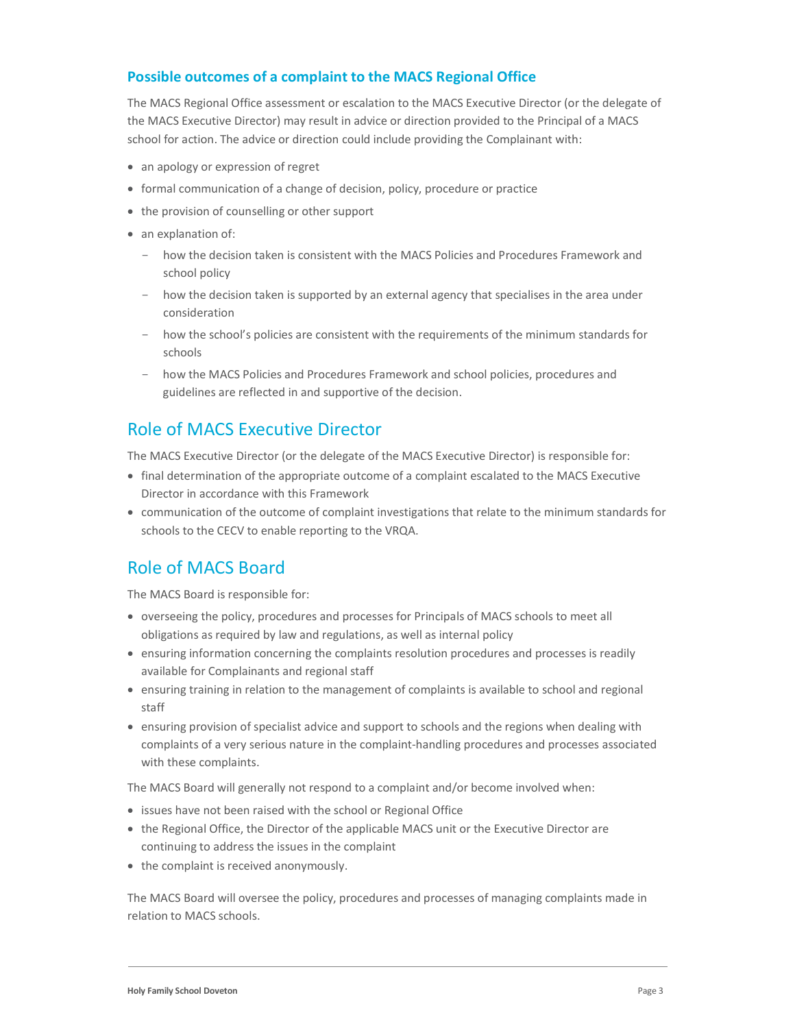### Possible outcomes of a complaint to the MACS Regional Office

The MACS Regional Office assessment or escalation to the MACS Executive Director (or the delegate of the MACS Executive Director) may result in advice or direction provided to the Principal of a MACS school for action. The advice or direction could include providing the Complainant with:

- an apology or expression of regret
- formal communication of a change of decision, policy, procedure or practice
- the provision of counselling or other support
- an explanation of:
  - how the decision taken is consistent with the MACS Policies and Procedures Framework and school policy
  - how the decision taken is supported by an external agency that specialises in the area under consideration
  - how the school's policies are consistent with the requirements of the minimum standards for schools
  - how the MACS Policies and Procedures Framework and school policies, procedures and guidelines are reflected in and supportive of the decision.

## Role of MACS Executive Director

The MACS Executive Director (or the delegate of the MACS Executive Director) is responsible for:

- final determination of the appropriate outcome of a complaint escalated to the MACS Executive Director in accordance with this Framework
- communication of the outcome of complaint investigations that relate to the minimum standards for schools to the CECV to enable reporting to the VRQA.

## Role of MACS Board

The MACS Board is responsible for:

- overseeing the policy, procedures and processes for Principals of MACS schools to meet all obligations as required by law and regulations, as well as internal policy
- ensuring information concerning the complaints resolution procedures and processes is readily available for Complainants and regional staff
- ensuring training in relation to the management of complaints is available to school and regional staff
- ensuring provision of specialist advice and support to schools and the regions when dealing with complaints of a very serious nature in the complaint-handling procedures and processes associated with these complaints.

The MACS Board will generally not respond to a complaint and/or become involved when:

- issues have not been raised with the school or Regional Office
- the Regional Office, the Director of the applicable MACS unit or the Executive Director are continuing to address the issues in the complaint
- the complaint is received anonymously.

The MACS Board will oversee the policy, procedures and processes of managing complaints made in relation to MACS schools.